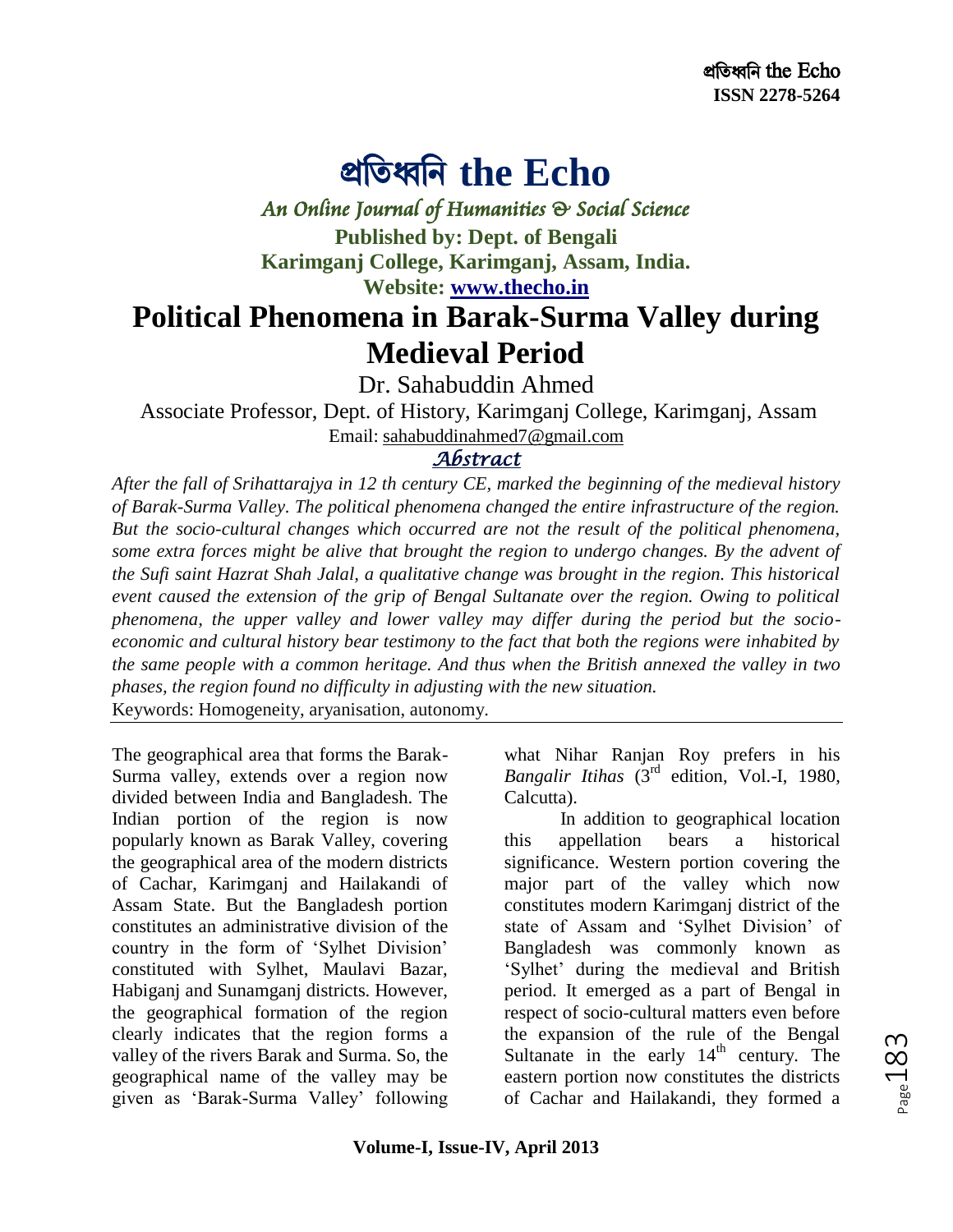# প্রতিধ্বনি the Echo

*An Online Journal of Humanities & Social Science*

**Published by: Dept. of Bengali**
**Karimganj College, Karimganj, Assam, India.**
**Website: www.thecho.in**

# Political Phenomena in Barak-Surma Valley during Medieval Period

Dr. Sahabuddin Ahmed

Associate Professor, Dept. of History, Karimganj College, Karimganj, Assam

Email: sahabuddinahmed7@gmail.com

## *Abstract*

*After the fall of Srihattarajya in 12 th century CE, marked the beginning of the medieval history of Barak-Surma Valley. The political phenomena changed the entire infrastructure of the region. But the socio-cultural changes which occurred are not the result of the political phenomena, some extra forces might be alive that brought the region to undergo changes. By the advent of the Sufi saint Hazrat Shah Jalal, a qualitative change was brought in the region. This historical event caused the extension of the grip of Bengal Sultanate over the region. Owing to political phenomena, the upper valley and lower valley may differ during the period but the socio-economic and cultural history bear testimony to the fact that both the regions were inhabited by the same people with a common heritage. And thus when the British annexed the valley in two phases, the region found no difficulty in adjusting with the new situation.*

Keywords: Homogeneity, aryanisation, autonomy.

The geographical area that forms the Barak-Surma valley, extends over a region now divided between India and Bangladesh. The Indian portion of the region is now popularly known as Barak Valley, covering the geographical area of the modern districts of Cachar, Karimganj and Hailakandi of Assam State. But the Bangladesh portion constitutes an administrative division of the country in the form of 'Sylhet Division' constituted with Sylhet, Maulavi Bazar, Habiganj and Sunamganj districts. However, the geographical formation of the region clearly indicates that the region forms a valley of the rivers Barak and Surma. So, the geographical name of the valley may be given as 'Barak-Surma Valley' following what Nihar Ranjan Roy prefers in his *Bangalir Itihas* (3rd edition, Vol.-I, 1980, Calcutta).

In addition to geographical location this appellation bears a historical significance. Western portion covering the major part of the valley which now constitutes modern Karimganj district of the state of Assam and 'Sylhet Division' of Bangladesh was commonly known as 'Sylhet' during the medieval and British period. It emerged as a part of Bengal in respect of socio-cultural matters even before the expansion of the rule of the Bengal Sultanate in the early 14th century. The eastern portion now constitutes the districts of Cachar and Hailakandi, they formed a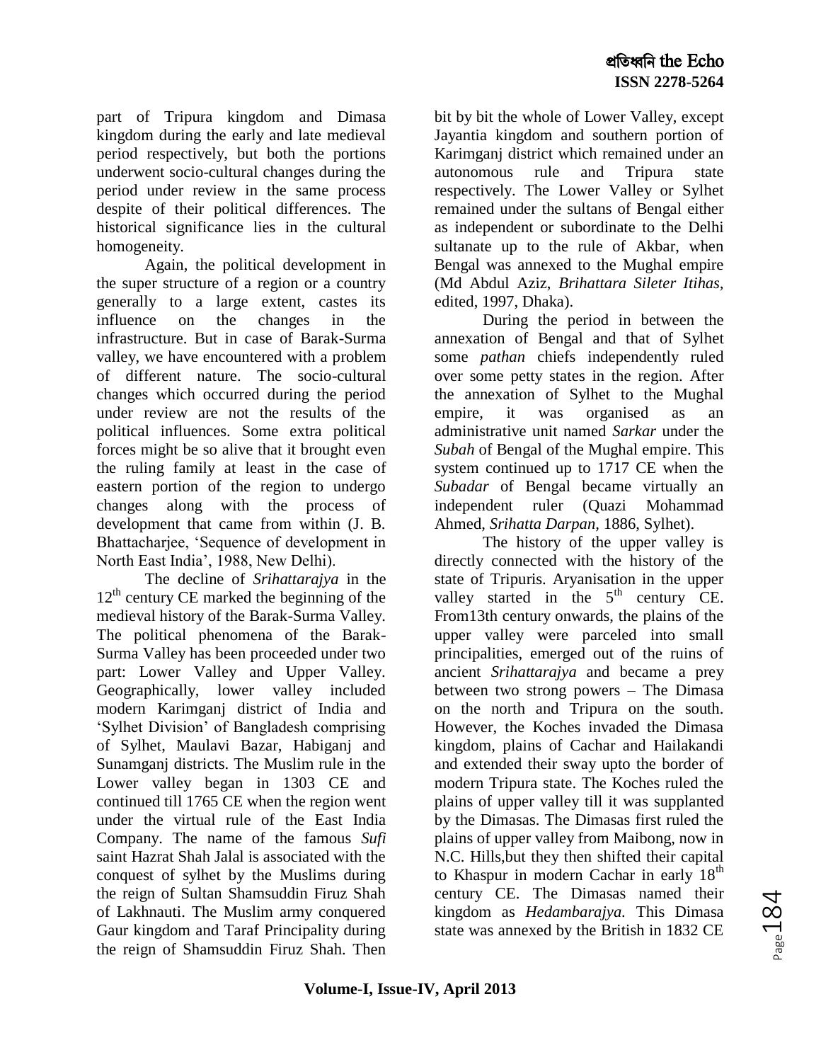part of Tripura kingdom and Dimasa kingdom during the early and late medieval period respectively, but both the portions underwent socio-cultural changes during the period under review in the same process despite of their political differences. The historical significance lies in the cultural homogeneity.

Again, the political development in the super structure of a region or a country generally to a large extent, castes its influence on the changes in the infrastructure. But in case of Barak-Surma valley, we have encountered with a problem of different nature. The socio-cultural changes which occurred during the period under review are not the results of the political influences. Some extra political forces might be so alive that it brought even the ruling family at least in the case of eastern portion of the region to undergo changes along with the process of development that came from within (J. B. Bhattacharjee, 'Sequence of development in North East India', 1988, New Delhi).

The decline of *Srihattarajya* in the 12th century CE marked the beginning of the medieval history of the Barak-Surma Valley. The political phenomena of the Barak-Surma Valley has been proceeded under two part: Lower Valley and Upper Valley. Geographically, lower valley included modern Karimganj district of India and 'Sylhet Division' of Bangladesh comprising of Sylhet, Maulavi Bazar, Habiganj and Sunamganj districts. The Muslim rule in the Lower valley began in 1303 CE and continued till 1765 CE when the region went under the virtual rule of the East India Company. The name of the famous *Sufi* saint Hazrat Shah Jalal is associated with the conquest of sylhet by the Muslims during the reign of Sultan Shamsuddin Firuz Shah of Lakhnauti. The Muslim army conquered Gaur kingdom and Taraf Principality during the reign of Shamsuddin Firuz Shah. Then bit by bit the whole of Lower Valley, except Jayantia kingdom and southern portion of Karimganj district which remained under an autonomous rule and Tripura state respectively. The Lower Valley or Sylhet remained under the sultans of Bengal either as independent or subordinate to the Delhi sultanate up to the rule of Akbar, when Bengal was annexed to the Mughal empire (Md Abdul Aziz, *Brihattara Sileter Itihas*, edited, 1997, Dhaka).

During the period in between the annexation of Bengal and that of Sylhet some *pathan* chiefs independently ruled over some petty states in the region. After the annexation of Sylhet to the Mughal empire, it was organised as an administrative unit named *Sarkar* under the *Subah* of Bengal of the Mughal empire. This system continued up to 1717 CE when the *Subadar* of Bengal became virtually an independent ruler (Quazi Mohammad Ahmed, *Srihatta Darpan*, 1886, Sylhet).

The history of the upper valley is directly connected with the history of the state of Tripuris. Aryanisation in the upper valley started in the 5th century CE. From13th century onwards, the plains of the upper valley were parceled into small principalities, emerged out of the ruins of ancient *Srihattarajya* and became a prey between two strong powers – The Dimasa on the north and Tripura on the south. However, the Koches invaded the Dimasa kingdom, plains of Cachar and Hailakandi and extended their sway upto the border of modern Tripura state. The Koches ruled the plains of upper valley till it was supplanted by the Dimasas. The Dimasas first ruled the plains of upper valley from Maibong, now in N.C. Hills,but they then shifted their capital to Khaspur in modern Cachar in early 18th century CE. The Dimasas named their kingdom as *Hedambarajya.* This Dimasa state was annexed by the British in 1832 CE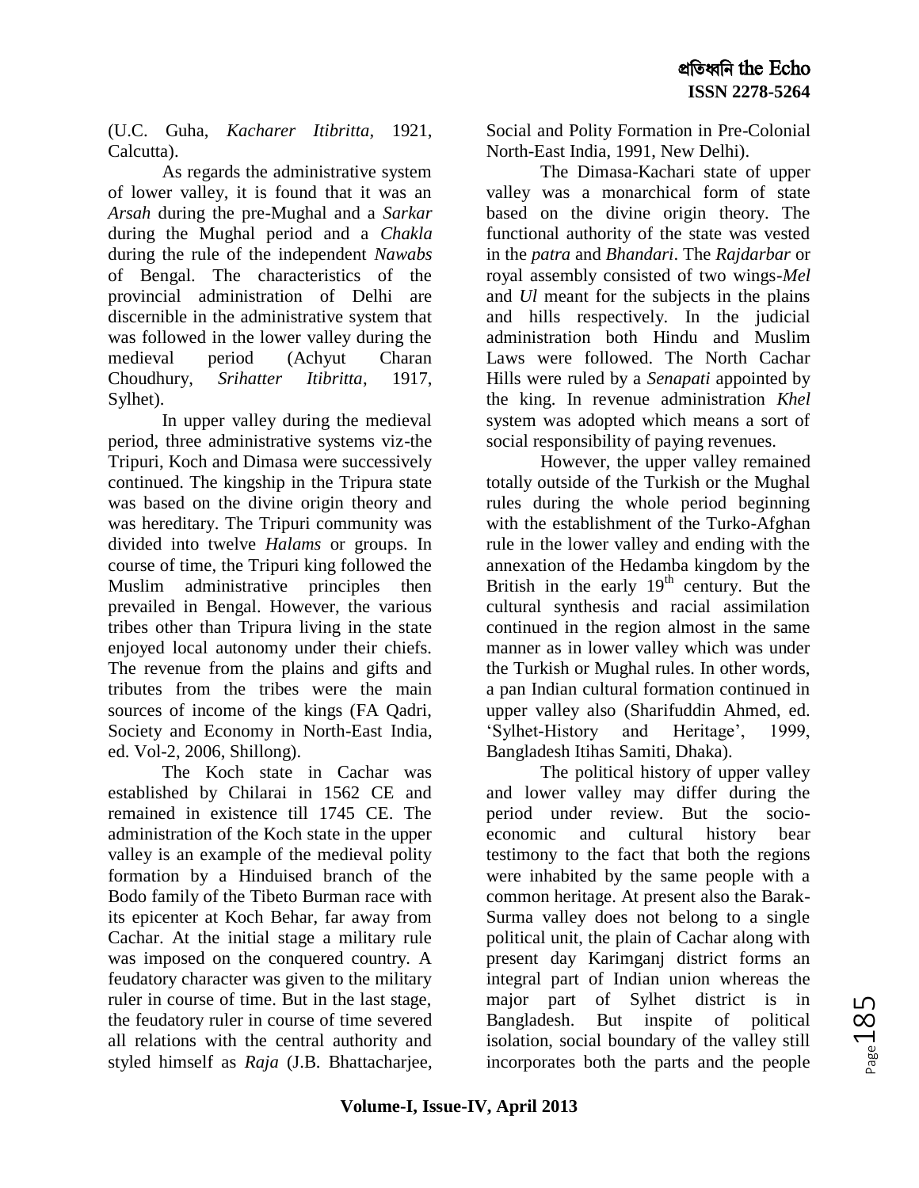(U.C. Guha, *Kacharer Itibritta*, 1921, Calcutta).

As regards the administrative system of lower valley, it is found that it was an *Arsah* during the pre-Mughal and a *Sarkar* during the Mughal period and a *Chakla* during the rule of the independent *Nawabs* of Bengal. The characteristics of the provincial administration of Delhi are discernible in the administrative system that was followed in the lower valley during the medieval period (Achyut Charan Choudhury, *Srihatter Itibritta*, 1917, Sylhet).

In upper valley during the medieval period, three administrative systems viz-the Tripuri, Koch and Dimasa were successively continued. The kingship in the Tripura state was based on the divine origin theory and was hereditary. The Tripuri community was divided into twelve *Halams* or groups. In course of time, the Tripuri king followed the Muslim administrative principles then prevailed in Bengal. However, the various tribes other than Tripura living in the state enjoyed local autonomy under their chiefs. The revenue from the plains and gifts and tributes from the tribes were the main sources of income of the kings (FA Qadri, Society and Economy in North-East India, ed. Vol-2, 2006, Shillong).

The Koch state in Cachar was established by Chilarai in 1562 CE and remained in existence till 1745 CE. The administration of the Koch state in the upper valley is an example of the medieval polity formation by a Hinduised branch of the Bodo family of the Tibeto Burman race with its epicenter at Koch Behar, far away from Cachar. At the initial stage a military rule was imposed on the conquered country. A feudatory character was given to the military ruler in course of time. But in the last stage, the feudatory ruler in course of time severed all relations with the central authority and styled himself as *Raja* (J.B. Bhattacharjee, Social and Polity Formation in Pre-Colonial North-East India, 1991, New Delhi).

The Dimasa-Kachari state of upper valley was a monarchical form of state based on the divine origin theory. The functional authority of the state was vested in the *patra* and *Bhandari*. The *Rajdarbar* or royal assembly consisted of two wings-*Mel* and *Ul* meant for the subjects in the plains and hills respectively. In the judicial administration both Hindu and Muslim Laws were followed. The North Cachar Hills were ruled by a *Senapati* appointed by the king. In revenue administration *Khel* system was adopted which means a sort of social responsibility of paying revenues.

However, the upper valley remained totally outside of the Turkish or the Mughal rules during the whole period beginning with the establishment of the Turko-Afghan rule in the lower valley and ending with the annexation of the Hedamba kingdom by the British in the early 19th century. But the cultural synthesis and racial assimilation continued in the region almost in the same manner as in lower valley which was under the Turkish or Mughal rules. In other words, a pan Indian cultural formation continued in upper valley also (Sharifuddin Ahmed, ed. 'Sylhet-History and Heritage', 1999, Bangladesh Itihas Samiti, Dhaka).

The political history of upper valley and lower valley may differ during the period under review. But the socio-economic and cultural history bear testimony to the fact that both the regions were inhabited by the same people with a common heritage. At present also the Barak-Surma valley does not belong to a single political unit, the plain of Cachar along with present day Karimganj district forms an integral part of Indian union whereas the major part of Sylhet district is in Bangladesh. But inspite of political isolation, social boundary of the valley still incorporates both the parts and the people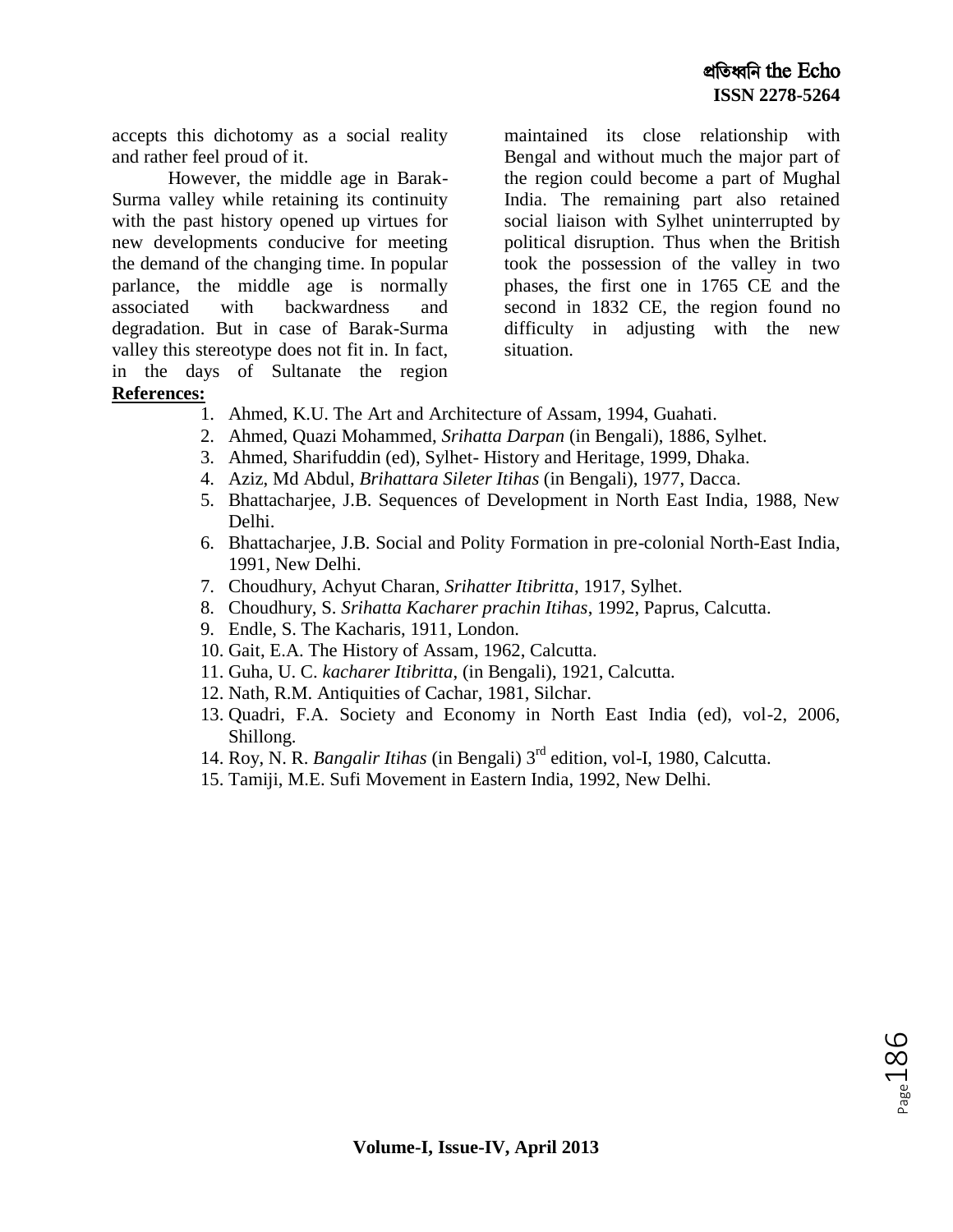accepts this dichotomy as a social reality and rather feel proud of it.

However, the middle age in Barak-Surma valley while retaining its continuity with the past history opened up virtues for new developments conducive for meeting the demand of the changing time. In popular parlance, the middle age is normally associated with backwardness and degradation. But in case of Barak-Surma valley this stereotype does not fit in. In fact, in the days of Sultanate the region maintained its close relationship with Bengal and without much the major part of the region could become a part of Mughal India. The remaining part also retained social liaison with Sylhet uninterrupted by political disruption. Thus when the British took the possession of the valley in two phases, the first one in 1765 CE and the second in 1832 CE, the region found no difficulty in adjusting with the new situation.

**References:**

1. Ahmed, K.U. The Art and Architecture of Assam, 1994, Guahati.
2. Ahmed, Quazi Mohammed, *Srihatta Darpan* (in Bengali), 1886, Sylhet.
3. Ahmed, Sharifuddin (ed), Sylhet- History and Heritage, 1999, Dhaka.
4. Aziz, Md Abdul, *Brihattara Sileter Itihas* (in Bengali), 1977, Dacca.
5. Bhattacharjee, J.B. Sequences of Development in North East India, 1988, New Delhi.
6. Bhattacharjee, J.B. Social and Polity Formation in pre-colonial North-East India, 1991, New Delhi.
7. Choudhury, Achyut Charan, *Srihatter Itibritta*, 1917, Sylhet.
8. Choudhury, S. *Srihatta Kacharer prachin Itihas*, 1992, Paprus, Calcutta.
9. Endle, S. The Kacharis, 1911, London.
10. Gait, E.A. The History of Assam, 1962, Calcutta.
11. Guha, U. C. *kacharer Itibritta*, (in Bengali), 1921, Calcutta.
12. Nath, R.M. Antiquities of Cachar, 1981, Silchar.
13. Quadri, F.A. Society and Economy in North East India (ed), vol-2, 2006, Shillong.
14. Roy, N. R. *Bangalir Itihas* (in Bengali) 3rd edition, vol-I, 1980, Calcutta.
15. Tamiji, M.E. Sufi Movement in Eastern India, 1992, New Delhi.